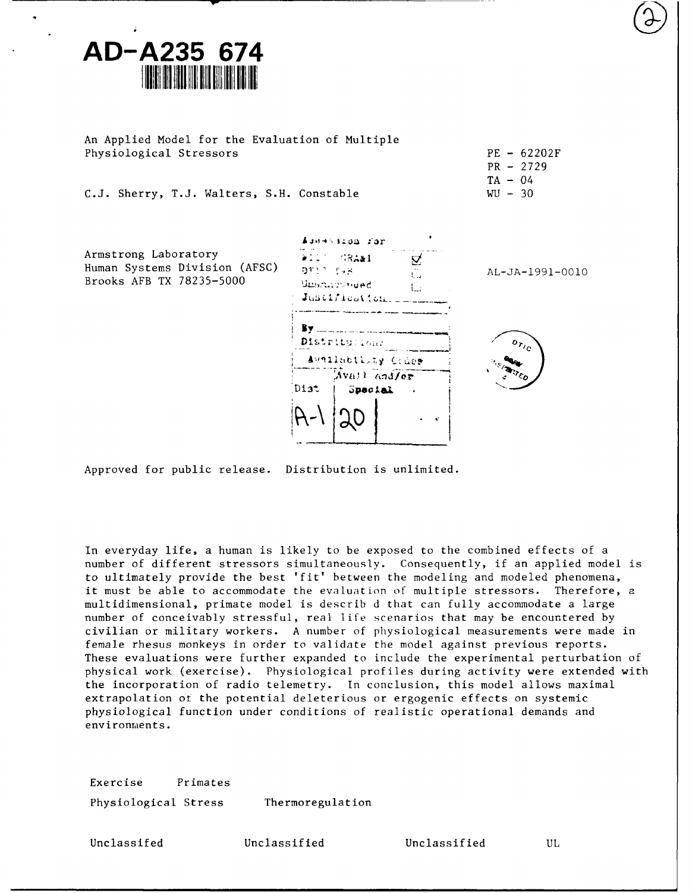AD-A235 674

An Applied Model for the Evaluation of Multiple Physiological Stressors

PE - 62202F
PR - 2729
TA - 04
WU - 30

C.J. Sherry, T.J. Walters, S.H. Constable

Armstrong Laboratory
Human Systems Division (AFSC)
Brooks AFB TX 78235-5000

AL-JA-1991-0010

Approved for public release. Distribution is unlimited.

In everyday life, a human is likely to be exposed to the combined effects of a number of different stressors simultaneously. Consequently, if an applied model is to ultimately provide the best 'fit' between the modeling and modeled phenomena, it must be able to accommodate the evaluation of multiple stressors. Therefore, a multidimensional, primate model is describ d that can fully accommodate a large number of conceivably stressful, real life scenarios that may be encountered by civilian or military workers. A number of physiological measurements were made in female rhesus monkeys in order to validate the model against previous reports. These evaluations were further expanded to include the experimental perturbation of physical work (exercise). Physiological profiles during activity were extended with the incorporation of radio telemetry. In conclusion, this model allows maximal extrapolation of the potential deleterious or ergogenic effects on systemic physiological function under conditions of realistic operational demands and environments.

Exercise Primates
Physiological Stress Thermoregulation

Unclassifed Unclassified Unclassified UL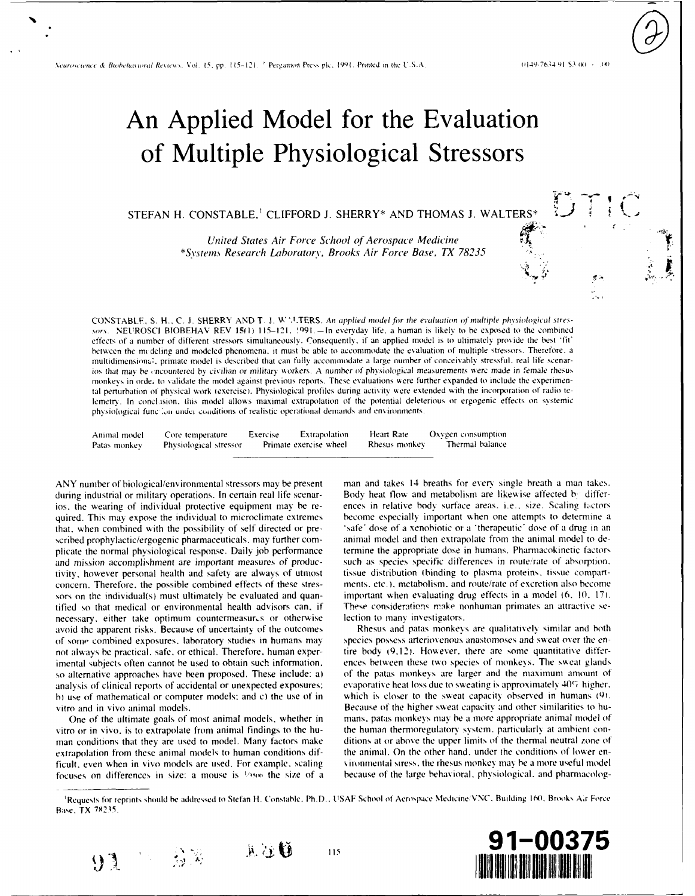# An Applied Model for the Evaluation of Multiple Physiological Stressors

STEFAN H. CONSTABLE,[1] CLIFFORD J. SHERRY* AND THOMAS J. WALTERS*

*United States Air Force School of Aerospace Medicine*
*\*Systems Research Laboratory, Brooks Air Force Base, TX 78235*

CONSTABLE, S. H., C. J. SHERRY AND T. J. WALTERS. *An applied model for the evaluation of multiple physiological stressors.* NEUROSCI BIOBEHAV REV 15(1) 115–121, 1991.—In everyday life, a human is likely to be exposed to the combined effects of a number of different stressors simultaneously. Consequently, if an applied model is to ultimately provide the best 'fit' between the modeling and modeled phenomena, it must be able to accommodate the evaluation of multiple stressors. Therefore, a multidimensional, primate model is described that can fully accommodate a large number of conceivably stressful, real life scenarios that may be encountered by civilian or military workers. A number of physiological measurements were made in female rhesus monkeys in order to validate the model against previous reports. These evaluations were further expanded to include the experimental perturbation of physical work (exercise). Physiological profiles during activity were extended with the incorporation of radio telemetry. In conclusion, this model allows maximal extrapolation of the potential deleterious or ergogenic effects on systemic physiological function under conditions of realistic operational demands and environments.

Animal model   Core temperature   Exercise   Extrapolation   Heart Rate   Oxygen consumption   Patas monkey   Physiological stressor   Primate exercise wheel   Rhesus monkey   Thermal balance

ANY number of biological/environmental stressors may be present during industrial or military operations. In certain real life scenarios, the wearing of individual protective equipment may be required. This may expose the individual to microclimate extremes that, when combined with the possibility of self directed or prescribed prophylactic/ergogenic pharmaceuticals, may further complicate the normal physiological response. Daily job performance and mission accomplishment are important measures of productivity, however personal health and safety are always of utmost concern. Therefore, the possible combined effects of these stressors on the individual(s) must ultimately be evaluated and quantified so that medical or environmental health advisors can, if necessary, either take optimum countermeasures or otherwise avoid the apparent risks. Because of uncertainty of the outcomes of some combined exposures, laboratory studies in humans may not always be practical, safe, or ethical. Therefore, human experimental subjects often cannot be used to obtain such information, so alternative approaches have been proposed. These include: a) analysis of clinical reports of accidental or unexpected exposures; b) use of mathematical or computer models; and c) the use of in vitro and in vivo animal models.

One of the ultimate goals of most animal models, whether in vitro or in vivo, is to extrapolate from animal findings to the human conditions that they are used to model. Many factors make extrapolation from these animal models to human conditions difficult, even when in vivo models are used. For example, scaling focuses on differences in size: a mouse is 1/3500 the size of a man and takes 14 breaths for every single breath a man takes. Body heat flow and metabolism are likewise affected by differences in relative body surface areas, i.e., size. Scaling factors become especially important when one attempts to determine a 'safe' dose of a xenobiotic or a 'therapeutic' dose of a drug in an animal model and then extrapolate from the animal model to determine the appropriate dose in humans. Pharmacokinetic factors such as species specific differences in route/rate of absorption, tissue distribution (binding to plasma proteins, tissue compartments, etc.), metabolism, and route/rate of excretion also become important when evaluating drug effects in a model (6, 10, 17). These considerations make nonhuman primates an attractive selection to many investigators.

Rhesus and patas monkeys are qualitatively similar and both species possess arteriovenous anastomoses and sweat over the entire body (9,12). However, there are some quantitative differences between these two species of monkeys. The sweat glands of the patas monkeys are larger and the maximum amount of evaporative heat loss due to sweating is approximately 40% higher, which is closer to the sweat capacity observed in humans (9). Because of the higher sweat capacity and other similarities to humans, patas monkeys may be a more appropriate animal model of the human thermoregulatory system, particularly at ambient conditions at or above the upper limits of the thermal neutral zone of the animal. On the other hand, under the conditions of lower environmental stress, the rhesus monkey may be a more useful model because of the large behavioral, physiological, and pharmacolog-

[1]Requests for reprints should be addressed to Stefan H. Constable, Ph.D., USAF School of Aerospace Medicine/VNC, Building 160, Brooks Air Force Base, TX 78235.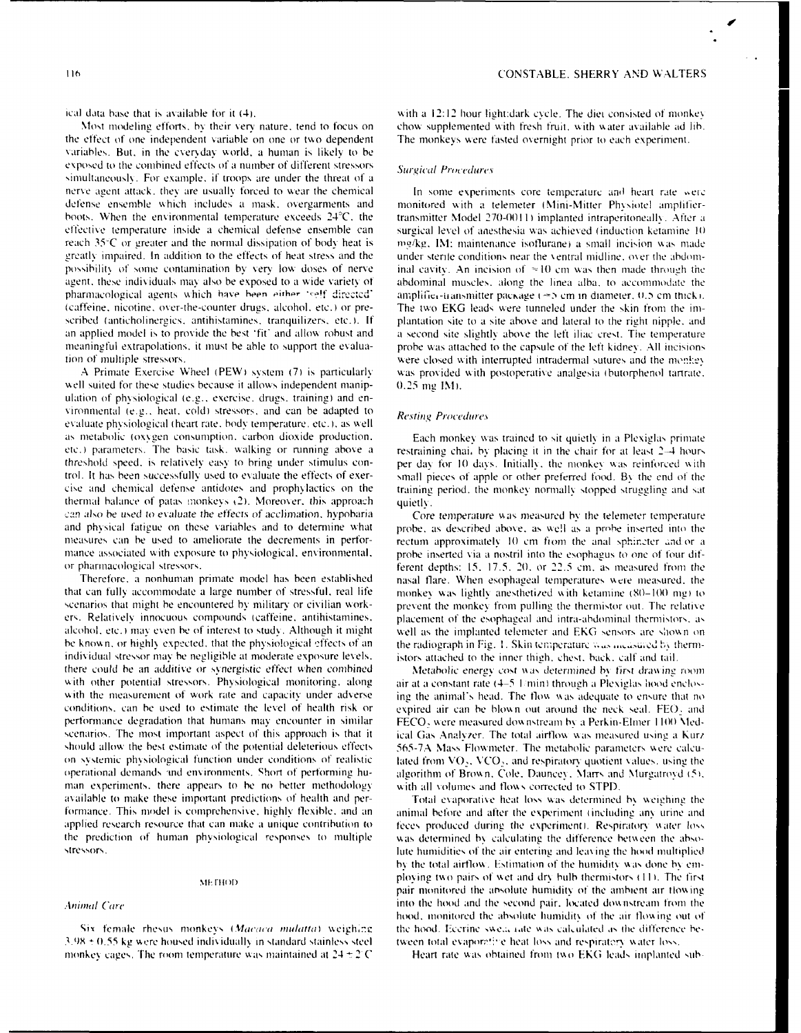ical data base that is available for it (4).

Most modeling efforts, by their very nature, tend to focus on the effect of one independent variable on one or two dependent variables. But, in the everyday world, a human is likely to be exposed to the combined effects of a number of different stressors simultaneously. For example, if troops are under the threat of a nerve agent attack, they are usually forced to wear the chemical defense ensemble which includes a mask, overgarments and boots. When the environmental temperature exceeds 24°C, the effective temperature inside a chemical defense ensemble can reach 35°C or greater and the normal dissipation of body heat is greatly impaired. In addition to the effects of heat stress and the possibility of some contamination by very low doses of nerve agent, these individuals may also be exposed to a wide variety of pharmacological agents which have been either "self directed" (caffeine, nicotine, over-the-counter drugs, alcohol, etc.) or prescribed (anticholinergics, antihistamines, tranquilizers, etc.). If an applied model is to provide the best 'fit' and allow robust and meaningful extrapolations, it must be able to support the evaluation of multiple stressors.

A Primate Exercise Wheel (PEW) system (7) is particularly well suited for these studies because it allows independent manipulation of physiological (e.g., exercise, drugs, training) and environmental (e.g., heat, cold) stressors, and can be adapted to evaluate physiological (heart rate, body temperature, etc.), as well as metabolic (oxygen consumption, carbon dioxide production, etc.) parameters. The basic task, walking or running above a threshold speed, is relatively easy to bring under stimulus control. It has been successfully used to evaluate the effects of exercise and chemical defense antidotes and prophylactics on the thermal balance of patas monkeys (2). Moreover, this approach can also be used to evaluate the effects of acclimation, hypobaria and physical fatigue on these variables and to determine what measures can be used to ameliorate the decrements in performance associated with exposure to physiological, environmental, or pharmacological stressors.

Therefore, a nonhuman primate model has been established that can fully accommodate a large number of stressful, real life scenarios that might be encountered by military or civilian workers. Relatively innocuous compounds (caffeine, antihistamines, alcohol, etc.) may even be of interest to study. Although it might be known, or highly expected, that the physiological effects of an individual stressor may be negligible at moderate exposure levels, there could be an additive or synergistic effect when combined with other potential stressors. Physiological monitoring, along with the measurement of work rate and capacity under adverse conditions, can be used to estimate the level of health risk or performance degradation that humans may encounter in similar scenarios. The most important aspect of this approach is that it should allow the best estimate of the potential deleterious effects on systemic physiological function under conditions of realistic operational demands and environments. Short of performing human experiments, there appears to be no better methodology available to make these important predictions of health and performance. This model is comprehensive, highly flexible, and an applied research resource that can make a unique contribution to the prediction of human physiological responses to multiple stressors.

## METHOD

### *Animal Care*

Six female rhesus monkeys (*Macaca mulatta*) weighing 3.98 ± 0.55 kg were housed individually in standard stainless steel monkey cages. The room temperature was maintained at 24 ± 2°C with a 12:12 hour light:dark cycle. The diet consisted of monkey chow supplemented with fresh fruit, with water available ad lib. The monkeys were fasted overnight prior to each experiment.

### *Surgical Procedures*

In some experiments core temperature and heart rate were monitored with a telemeter (Mini-Mitter Physiotel amplifier-transmitter Model 270-0011) implanted intraperitoneally. After a surgical level of anesthesia was achieved (induction ketamine 10 mg/kg, IM; maintenance isoflurane) a small incision was made under sterile conditions near the ventral midline, over the abdominal cavity. An incision of ≈10 cm was then made through the abdominal muscles, along the linea alba, to accommodate the amplifier-transmitter package (≈5 cm in diameter, 0.5 cm thick). The two EKG leads were tunneled under the skin from the implantation site to a site above and lateral to the right nipple, and a second site slightly above the left iliac crest. The temperature probe was attached to the capsule of the left kidney. All incisions were closed with interrupted intradermal sutures and the monkey was provided with postoperative analgesia (butorphenol tartrate, 0.25 mg IM).

### *Resting Procedures*

Each monkey was trained to sit quietly in a Plexiglas primate restraining chair by placing it in the chair for at least 2–4 hours per day for 10 days. Initially, the monkey was reinforced with small pieces of apple or other preferred food. By the end of the training period, the monkey normally stopped struggling and sat quietly.

Core temperature was measured by the telemeter temperature probe, as described above, as well as a probe inserted into the rectum approximately 10 cm from the anal sphincter and/or a probe inserted via a nostril into the esophagus to one of four different depths: 15, 17.5, 20, or 22.5 cm, as measured from the nasal flare. When esophageal temperatures were measured, the monkey was lightly anesthetized with ketamine (80–100 mg) to prevent the monkey from pulling the thermistor out. The relative placement of the esophageal and intra-abdominal thermistors, as well as the implanted telemeter and EKG sensors are shown on the radiograph in Fig. 1. Skin temperature was measured by thermistors attached to the inner thigh, chest, back, calf and tail.

Metabolic energy cost was determined by first drawing room air at a constant rate (4–5 l/min) through a Plexiglas hood enclosing the animal's head. The flow was adequate to ensure that no expired air can be blown out around the neck seal. $FEO_2$ and $FECO_2$ were measured downstream by a Perkin-Elmer 1100 Medical Gas Analyzer. The total airflow was measured using a Kurz 565-7A Mass Flowmeter. The metabolic parameters were calculated from $VO_2$, $VCO_2$, and respiratory quotient values, using the algorithm of Brown, Cole, Dauncey, Marrs and Murgatroyd (5), with all volumes and flows corrected to STPD.

Total evaporative heat loss was determined by weighing the animal before and after the experiment (including any urine and feces produced during the experiment). Respiratory water loss was determined by calculating the difference between the absolute humidities of the air entering and leaving the hood multiplied by the total airflow. Estimation of the humidity was done by employing two pairs of wet and dry bulb thermistors (11). The first pair monitored the absolute humidity of the ambient air flowing into the hood and the second pair, located downstream from the hood, monitored the absolute humidity of the air flowing out of the hood. Eccrine sweat rate was calculated as the difference between total evaporative heat loss and respiratory water loss.

Heart rate was obtained from two EKG leads implanted sub-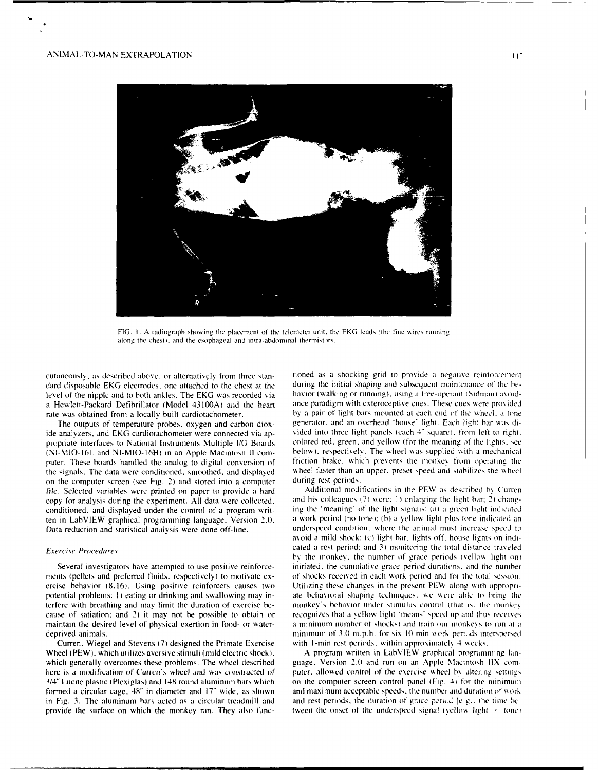FIG. 1. A radiograph showing the placement of the telemeter unit, the EKG leads (the fine wires running along the chest), and the esophageal and intra-abdominal thermistors.

cutaneously, as described above, or alternatively from three standard disposable EKG electrodes, one attached to the chest at the level of the nipple and to both ankles. The EKG was recorded via a Hewlett-Packard Defibrillator (Model 43100A) and the heart rate was obtained from a locally built cardiotachometer.

The outputs of temperature probes, oxygen and carbon dioxide analyzers, and EKG cardiotachometer were connected via appropriate interfaces to National Instruments Multiple I/O Boards (NI-MIO-16L and NI-MIO-16H) in an Apple Macintosh II computer. These boards handled the analog to digital conversion of the signals. The data were conditioned, smoothed, and displayed on the computer screen (see Fig. 2) and stored into a computer file. Selected variables were printed on paper to provide a hard copy for analysis during the experiment. All data were collected, conditioned, and displayed under the control of a program written in LabVIEW graphical programming language, Version 2.0. Data reduction and statistical analysis were done off-line.

### *Exercise Procedures*

Several investigators have attempted to use positive reinforcements (pellets and preferred fluids, respectively) to motivate exercise behavior (8,16). Using positive reinforcers causes two potential problems: 1) eating or drinking and swallowing may interfere with breathing and may limit the duration of exercise because of satiation; and 2) it may not be possible to obtain or maintain the desired level of physical exertion in food- or water-deprived animals.

Curren, Wiegel and Stevens (7) designed the Primate Exercise Wheel (PEW), which utilizes aversive stimuli (mild electric shock), which generally overcomes these problems. The wheel described here is a modification of Curren's wheel and was constructed of 3/4" Lucite plastic (Plexiglas) and 148 round aluminum bars which formed a circular cage, 48" in diameter and 17" wide, as shown in Fig. 3. The aluminum bars acted as a circular treadmill and provide the surface on which the monkey ran. They also functioned as a shocking grid to provide a negative reinforcement during the initial shaping and subsequent maintenance of the behavior (walking or running), using a free-operant (Sidman) avoidance paradigm with exteroceptive cues. These cues were provided by a pair of light bars mounted at each end of the wheel, a tone generator, and an overhead 'house' light. Each light bar was divided into three light panels (each 4" square), from left to right, colored red, green, and yellow (for the meaning of the lights, see below), respectively. The wheel was supplied with a mechanical friction brake, which prevents the monkey from operating the wheel faster than an upper, preset speed and stabilizes the wheel during rest periods.

Additional modifications in the PEW as described by Curren and his colleagues (7) were: 1) enlarging the light bar; 2) changing the 'meaning' of the light signals: (a) a green light indicated a work period (no tone); (b) a yellow light plus tone indicated an underspeed condition, where the animal must increase speed to avoid a mild shock; (c) light bar, lights off, house lights on indicated a rest period; and 3) monitoring the total distance traveled by the monkey, the number of grace periods (yellow light on) initiated, the cumulative grace period durations, and the number of shocks received in each work period and for the total session. Utilizing these changes in the present PEW along with appropriate behavioral shaping techniques, we were able to bring the monkey's behavior under stimulus control (that is, the monkey recognizes that a yellow light 'means' speed up and thus receives a minimum number of shocks) and train our monkeys to run at a minimum of 3.0 m.p.h. for six 10-min work periods interspersed with 1-min rest periods, within approximately 4 weeks.

A program written in LabVIEW graphical programming language, Version 2.0 and run on an Apple Macintosh IIX computer, allowed control of the exercise wheel by altering settings on the computer screen control panel (Fig. 4) for the minimum and maximum acceptable speeds, the number and duration of work and rest periods, the duration of grace period [e.g., the time between the onset of the underspeed signal (yellow light + tone)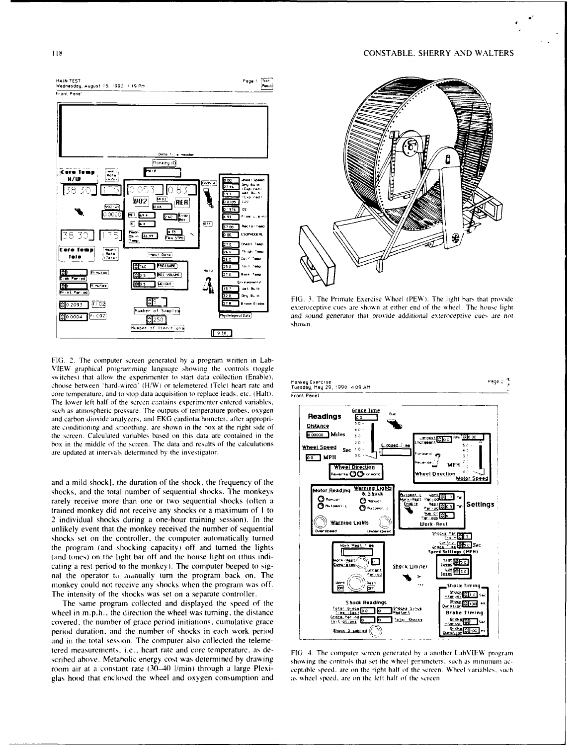FIG. 2. The computer screen generated by a program written in LabVIEW graphical programming language showing the controls (toggle switches) that allow the experimenter to start data collection (Enable), choose between 'hard-wired' (H/W) or telemetered (Tele) heart rate and core temperature, and to stop data acquisition to replace leads, etc. (Halt). The lower left half of the screen contains experimenter entered variables, such as atmospheric pressure. The outputs of temperature probes, oxygen and carbon dioxide analyzers, and EKG cardiotachometer, after appropriate conditioning and smoothing, are shown in the box at the right side of the screen. Calculated variables based on this data are contained in the box in the middle of the screen. The data and results of the calculations are updated at intervals determined by the investigator.

FIG. 3. The Primate Exercise Wheel (PEW). The light bars that provide exteroceptive cues are shown at either end of the wheel. The house light and sound generator that provide additional exteroceptive cues are not shown.

and a mild shock], the duration of the shock, the frequency of the shocks, and the total number of sequential shocks. The monkeys rarely receive more than one or two sequential shocks (often a trained monkey did not receive any shocks or a maximum of 1 to 2 individual shocks during a one-hour training session). In the unlikely event that the monkey received the number of sequential shocks set on the controller, the computer automatically turned the program (and shocking capacity) off and turned the lights (and tones) on the light bar off and the house light on (thus indicating a rest period to the monkey). The computer beeped to signal the operator to manually turn the program back on. The monkey could not receive any shocks when the program was off. The intensity of the shocks was set on a separate controller.

The same program collected and displayed the speed of the wheel in m.p.h., the direction the wheel was turning, the distance covered, the number of grace period initiations, cumulative grace period duration, and the number of shocks in each work period and in the total session. The computer also collected the telemetered measurements, i.e., heart rate and core temperature, as described above. Metabolic energy cost was determined by drawing room air at a constant rate (30–40 l/min) through a large Plexiglas hood that enclosed the wheel and oxygen consumption and

FIG. 4. The computer screen generated by a another LabVIEW program showing the controls that set the wheel parameters, such as minimum acceptable speed, are on the right half of the screen. Wheel variables, such as wheel speed, are on the left half of the screen.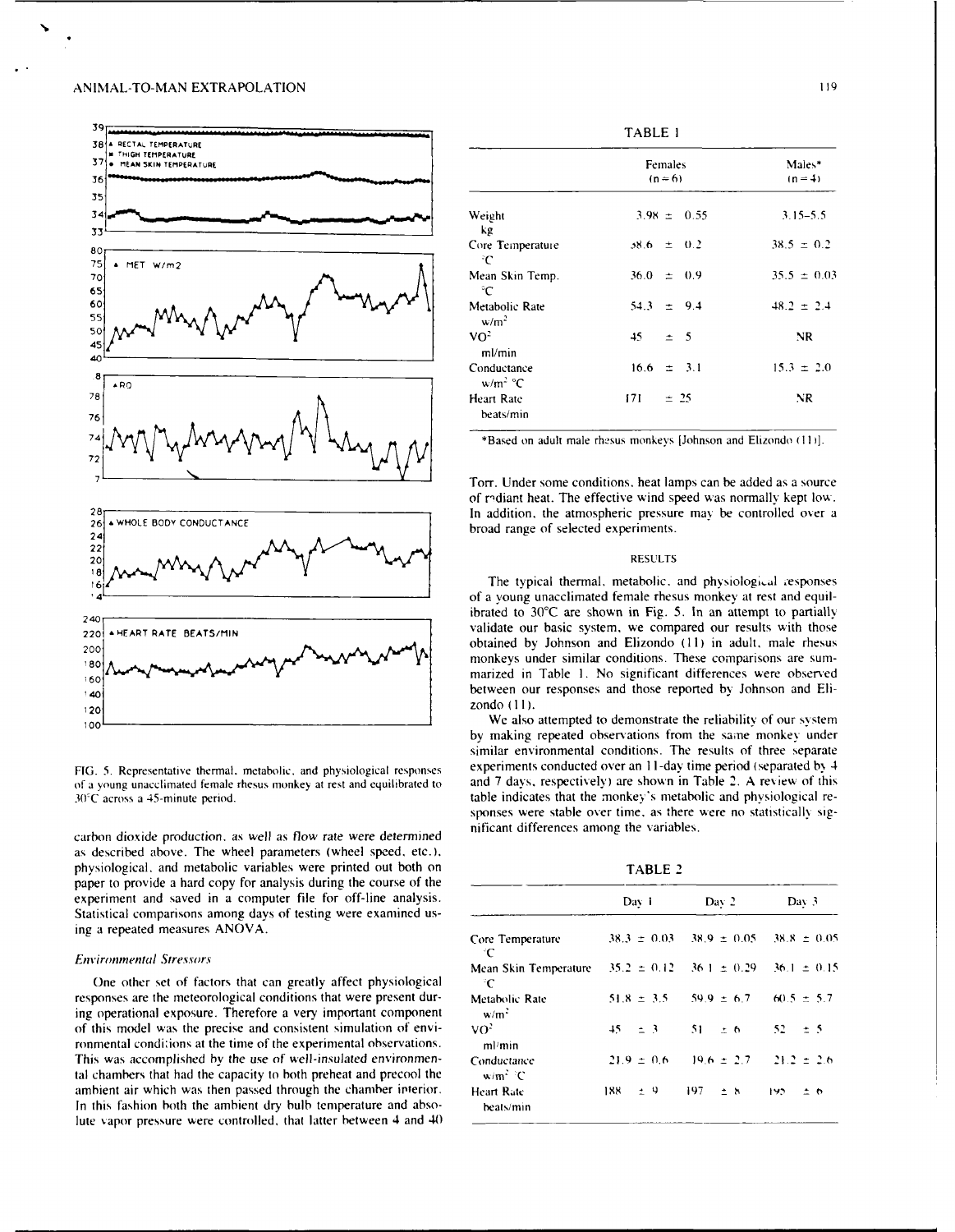FIG. 5. Representative thermal, metabolic, and physiological responses of a young unacclimated female rhesus monkey at rest and equilibrated to 30°C across a 45-minute period.

carbon dioxide production, as well as flow rate were determined as described above. The wheel parameters (wheel speed, etc.), physiological, and metabolic variables were printed out both on paper to provide a hard copy for analysis during the course of the experiment and saved in a computer file for off-line analysis. Statistical comparisons among days of testing were examined using a repeated measures ANOVA.

*Environmental Stressors*

One other set of factors that can greatly affect physiological responses are the meteorological conditions that were present during operational exposure. Therefore a very important component of this model was the precise and consistent simulation of environmental conditions at the time of the experimental observations. This was accomplished by the use of well-insulated environmental chambers that had the capacity to both preheat and precool the ambient air which was then passed through the chamber interior. In this fashion both the ambient dry bulb temperature and absolute vapor pressure were controlled, that latter between 4 and 40 Torr. Under some conditions, heat lamps can be added as a source of radiant heat. The effective wind speed was normally kept low. In addition, the atmospheric pressure may be controlled over a broad range of selected experiments.

TABLE 1

| | Females (n = 6) | Males* (n = 4) |
|---|---|---|
| Weight kg | 3.98 ± 0.55 | 3.15–5.5 |
| Core Temperature °C | 38.6 ± 0.2 | 38.5 ± 0.2 |
| Mean Skin Temp. °C | 36.0 ± 0.9 | 35.5 ± 0.03 |
| Metabolic Rate w/m² | 54.3 ± 9.4 | 48.2 ± 2.4 |
| VO² ml/min | 45 ± 5 | NR |
| Conductance w/m² °C | 16.6 ± 3.1 | 15.3 ± 2.0 |
| Heart Rate beats/min | 171 ± 25 | NR |

*Based on adult male rhesus monkeys [Johnson and Elizondo (11)].

## RESULTS

The typical thermal, metabolic, and physiological responses of a young unacclimated female rhesus monkey at rest and equilibrated to 30°C are shown in Fig. 5. In an attempt to partially validate our basic system, we compared our results with those obtained by Johnson and Elizondo (11) in adult, male rhesus monkeys under similar conditions. These comparisons are summarized in Table 1. No significant differences were observed between our responses and those reported by Johnson and Elizondo (11).

We also attempted to demonstrate the reliability of our system by making repeated observations from the same monkey under similar environmental conditions. The results of three separate experiments conducted over an 11-day time period (separated by 4 and 7 days, respectively) are shown in Table 2. A review of this table indicates that the monkey's metabolic and physiological responses were stable over time, as there were no statistically significant differences among the variables.

TABLE 2

| | Day 1 | Day 2 | Day 3 |
|---|---|---|---|
| Core Temperature °C | 38.3 ± 0.03 | 38.9 ± 0.05 | 38.8 ± 0.05 |
| Mean Skin Temperature °C | 35.2 ± 0.12 | 36.1 ± 0.29 | 36.1 ± 0.15 |
| Metabolic Rate w/m² | 51.8 ± 3.5 | 59.9 ± 6.7 | 60.5 ± 5.7 |
| VO² ml/min | 45 ± 3 | 51 ± 6 | 52 ± 5 |
| Conductance w/m² °C | 21.9 ± 0.6 | 19.6 ± 2.7 | 21.2 ± 2.6 |
| Heart Rate beats/min | 188 ± 9 | 197 ± 8 | 192 ± 6 |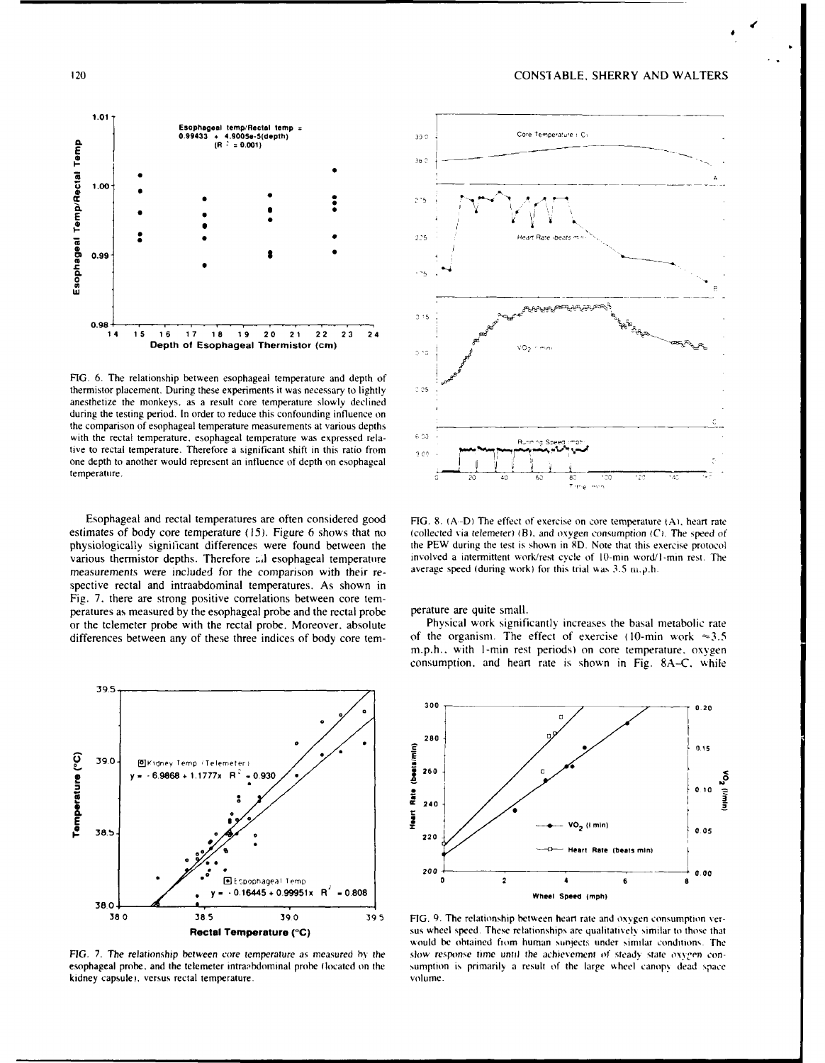FIG. 6. The relationship between esophageal temperature and depth of thermistor placement. During these experiments it was necessary to lightly anesthetize the monkeys, as a result core temperature slowly declined during the testing period. In order to reduce this confounding influence on the comparison of esophageal temperature measurements at various depths with the rectal temperature, esophageal temperature was expressed relative to rectal temperature. Therefore a significant shift in this ratio from one depth to another would represent an influence of depth on esophageal temperature.

FIG. 8. (A–D) The effect of exercise on core temperature (A), heart rate (collected via telemeter) (B), and oxygen consumption (C). The speed of the PEW during the test is shown in 8D. Note that this exercise protocol involved a intermittent work/rest cycle of 10-min word/1-min rest. The average speed (during work) for this trial was 3.5 m.p.h.

Esophageal and rectal temperatures are often considered good estimates of body core temperature (15). Figure 6 shows that no physiologically significant differences were found between the various thermistor depths. Therefore all esophageal temperature measurements were included for the comparison with their respective rectal and intraabdominal temperatures. As shown in Fig. 7, there are strong positive correlations between core temperatures as measured by the esophageal probe and the rectal probe or the telemeter probe with the rectal probe. Moreover, absolute differences between any of these three indices of body core temperature are quite small.

Physical work significantly increases the basal metabolic rate of the organism. The effect of exercise (10-min work ≈3.5 m.p.h., with 1-min rest periods) on core temperature, oxygen consumption, and heart rate is shown in Fig. 8A–C, while

FIG. 7. The relationship between core temperature as measured by the esophageal probe, and the telemeter intraabdominal probe (located on the kidney capsule), versus rectal temperature.

FIG. 9. The relationship between heart rate and oxygen consumption versus wheel speed. These relationships are qualitatively similar to those that would be obtained from human subjects under similar conditions. The slow response time until the achievement of steady state oxygen consumption is primarily a result of the large wheel canopy dead space volume.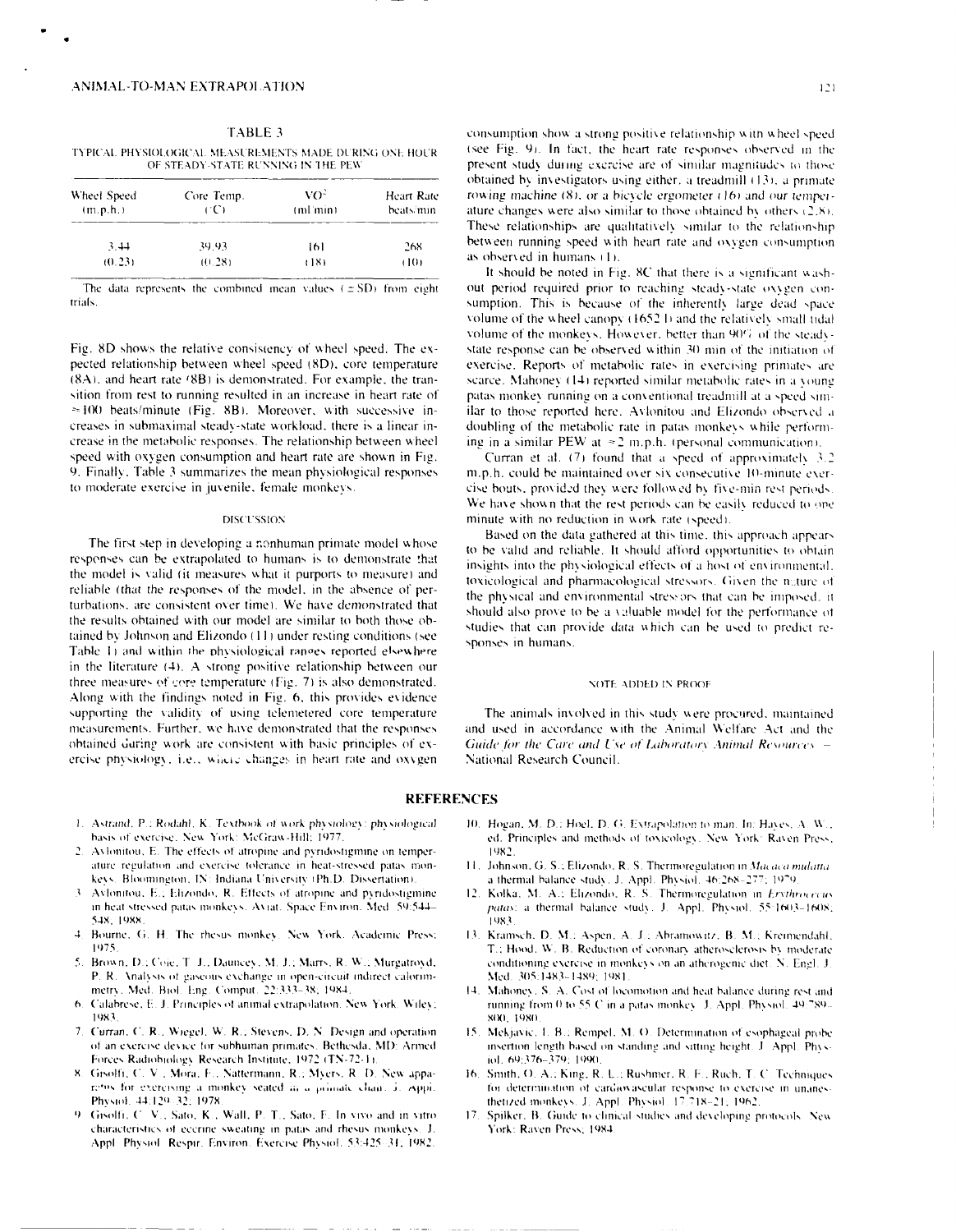TABLE 3

TYPICAL PHYSIOLOGICAL MEASUREMENTS MADE DURING ONE HOUR OF STEADY-STATE RUNNING IN THE PEW

| Wheel Speed (m.p.h.) | Core Temp. (°C) | $VO^2$ (ml/min) | Heart Rate beats/min |
|---|---|---|---|
| 3.44 | 39.93 | 161 | 268 |
| (0.23) | (0.28) | (18) | (10) |

The data represents the combined mean values (±SD) from eight trials.

Fig. 8D shows the relative consistency of wheel speed. The expected relationship between wheel speed (8D), core temperature (8A), and heart rate (8B) is demonstrated. For example, the transition from rest to running resulted in an increase in heart rate of ≈100 beats/minute (Fig. 8B). Moreover, with successive increases in submaximal steady-state workload, there is a linear increase in the metabolic responses. The relationship between wheel speed with oxygen consumption and heart rate are shown in Fig. 9. Finally, Table 3 summarizes the mean physiological responses to moderate exercise in juvenile, female monkeys.

## DISCUSSION

The first step in developing a nonhuman primate model whose responses can be extrapolated to humans is to demonstrate that the model is valid (it measures what it purports to measure) and reliable (that the responses of the model, in the absence of perturbations, are consistent over time). We have demonstrated that the results obtained with our model are similar to both those obtained by Johnson and Elizondo (11) under resting conditions (see Table 1) and within the physiological ranges reported elsewhere in the literature (4). A strong positive relationship between our three measures of core temperature (Fig. 7) is also demonstrated. Along with the findings noted in Fig. 6, this provides evidence supporting the validity of using telemetered core temperature measurements. Further, we have demonstrated that the responses obtained during work are consistent with basic principles of exercise physiology, i.e., where changes in heart rate and oxygen consumption show a strong positive relationship with wheel speed (see Fig. 9). In fact, the heart rate responses observed in the present study during exercise are of similar magnitudes to those obtained by investigators using either, a treadmill (13), a primate rowing machine (8), or a bicycle ergometer (16) and our temperature changes were also similar to those obtained by others (2,8). These relationships are qualitatively similar to the relationship between running speed with heart rate and oxygen consumption as observed in humans (1).

It should be noted in Fig. 8C that there is a significant washout period required prior to reaching steady-state oxygen consumption. This is because of the inherently large dead space volume of the wheel canopy (1652 l) and the relatively small tidal volume of the monkeys. However, better than 90% of the steady-state response can be observed within 30 min of the initiation of exercise. Reports of metabolic rates in exercising primates are scarce. Mahoney (14) reported similar metabolic rates in a young patas monkey running on a conventional treadmill at a speed similar to those reported here. Avlonitou and Elizondo observed a doubling of the metabolic rate in patas monkeys while performing in a similar PEW at ≈2 m.p.h. (personal communication).

Curran et al. (7) found that a speed of approximately 3.2 m.p.h. could be maintained over six consecutive 10-minute exercise bouts, provided they were followed by five-min rest periods. We have shown that the rest periods can be easily reduced to one minute with no reduction in work rate (speed).

Based on the data gathered at this time, this approach appears to be valid and reliable. It should afford opportunities to obtain insights into the physiological effects of a host of environmental, toxicological and pharmacological stressors. Given the nature of the physical and environmental stressors that can be imposed, it should also prove to be a valuable model for the performance of studies that can provide data which can be used to predict responses in humans.

### NOTE ADDED IN PROOF

The animals involved in this study were procured, maintained and used in accordance with the Animal Welfare Act and the *Guide for the Care and Use of Laboratory Animal Resources* – National Research Council.

## REFERENCES

1. Astrand, P.; Rodahl, K. Textbook of work physiology: physiological basis of exercise. New York: McGraw-Hill; 1977.
2. Avlonitou, E. The effects of atropine and pyridostigmine on temperature regulation and exercise tolerance in heat-stressed patas monkeys. Bloomington, IN: Indiana University (Ph.D. Dissertation).
3. Avlonitou, E.; Elizondo, R. Effects of atropine and pyridostigmine in heat stressed patas monkeys. Aviat. Space Environ. Med. 59:544–548; 1988.
4. Bourne, G. H. The rhesus monkey. New York: Academic Press; 1975.
5. Brown, D.; Cole, T. J.; Dauncey, M. J.; Marrs, R. W.; Murgatroyd, P. R. Analysis of gaseous exchange in open-circuit indirect calorimetry. Med. Biol. Eng. Comput. 22:333–38; 1984.
6. Calabrese, E. J. Principles of animal extrapolation. New York: Wiley; 1983.
7. Curran, C. R.; Wiegel, W. R.; Stevens, D. N. Design and operation of an exercise device for subhuman primates. Bethesda, MD: Armed Forces Radiobiology Research Institute, 1972 (TN-72-1).
8. Gisolfi, C. V.; Mora, F.; Nattermann, R.; Myers, R. D. New apparatus for exercising a monkey seated in a primate chair. J. Appl. Physiol. 44:129–32; 1978.
9. Gisolfi, C. V.; Sato, K.; Wall, P. T.; Sato, F. In vivo and in vitro characteristics of eccrine sweating in patas and rhesus monkeys. J. Appl. Physiol. Respir. Environ. Exercise Physiol. 53:425–31; 1982.
10. Hogan, M. D.; Hoel, D. G. Extrapolation to man. In: Hayes, A. W., ed. Principles and methods of toxicology. New York: Raven Press, 1982.
11. Johnson, G. S.; Elizondo, R. S. Thermoregulation in *Macaca mulatta*: a thermal balance study. J. Appl. Physiol. 46:268–277; 1979.
12. Kolka, M. A.; Elizondo, R. S. Thermoregulation in *Erythrocebus patas*: a thermal balance study. J. Appl. Physiol. 55:1603–1608; 1983.
13. Kramsch, D. M.; Aspen, A. J.; Abramowitz, B. M.; Kreimendahl, T.; Hood, W. B. Reduction of coronary atherosclerosis by moderate conditioning exercise in monkeys on an atherogenic diet. N. Engl. J. Med. 305:1483–1489; 1981.
14. Mahoney, S. A. Cost of locomotion and heat balance during rest and running from 0 to 55 C in a patas monkey. J. Appl. Physiol. 49:789–800; 1980.
15. Mekjavic, I. B.; Rempel, M. O. Determination of esophageal probe insertion length based on standing and sitting height. J. Appl. Physiol. 69:376–379; 1990.
16. Smith, O. A.; King, R. L.; Rushmer, R. F.; Ruch, T. C. Techniques for determination of cardiovascular response to exercise in unanesthetized monkeys. J. Appl. Physiol. 17:718–21; 1962.
17. Spilker, B. Guide to clinical studies and developing protocols. New York: Raven Press; 1984.